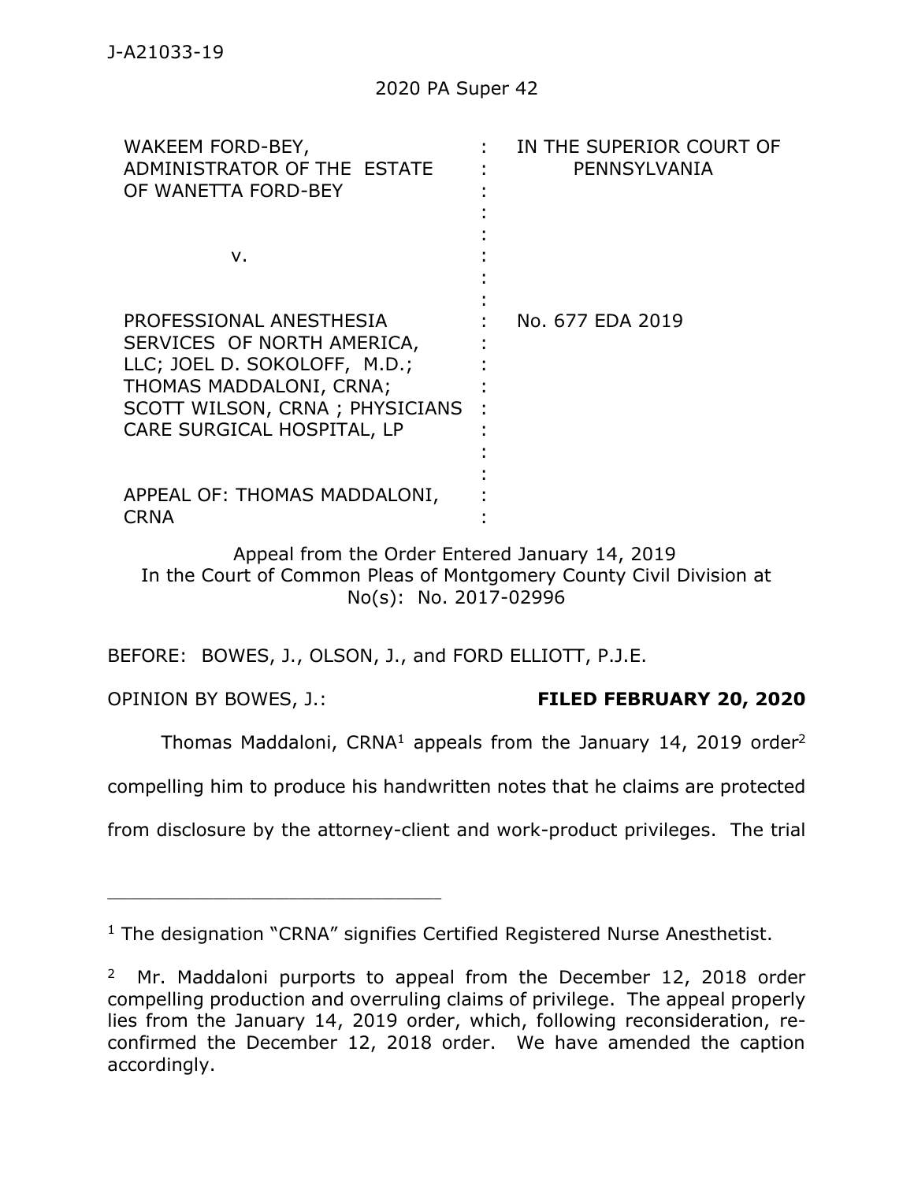J-A21033-19

2020 PA Super 42

| | | |
|---|---|---|
| WAKEEM FORD-BEY, ADMINISTRATOR OF THE ESTATE OF WANETTA FORD-BEY | : | IN THE SUPERIOR COURT OF PENNSYLVANIA |
| v. | : | |
| PROFESSIONAL ANESTHESIA SERVICES OF NORTH AMERICA, LLC; JOEL D. SOKOLOFF, M.D.; THOMAS MADDALONI, CRNA; SCOTT WILSON, CRNA ; PHYSICIANS CARE SURGICAL HOSPITAL, LP | : | No. 677 EDA 2019 |
| APPEAL OF: THOMAS MADDALONI, CRNA | : | |

Appeal from the Order Entered January 14, 2019
In the Court of Common Pleas of Montgomery County Civil Division at No(s): No. 2017-02996

BEFORE: BOWES, J., OLSON, J., and FORD ELLIOTT, P.J.E.

OPINION BY BOWES, J.: **FILED FEBRUARY 20, 2020**

Thomas Maddaloni, CRNA[1] appeals from the January 14, 2019 order[2] compelling him to produce his handwritten notes that he claims are protected from disclosure by the attorney-client and work-product privileges. The trial

---

[1] The designation "CRNA" signifies Certified Registered Nurse Anesthetist.

[2] Mr. Maddaloni purports to appeal from the December 12, 2018 order compelling production and overruling claims of privilege. The appeal properly lies from the January 14, 2019 order, which, following reconsideration, re-confirmed the December 12, 2018 order. We have amended the caption accordingly.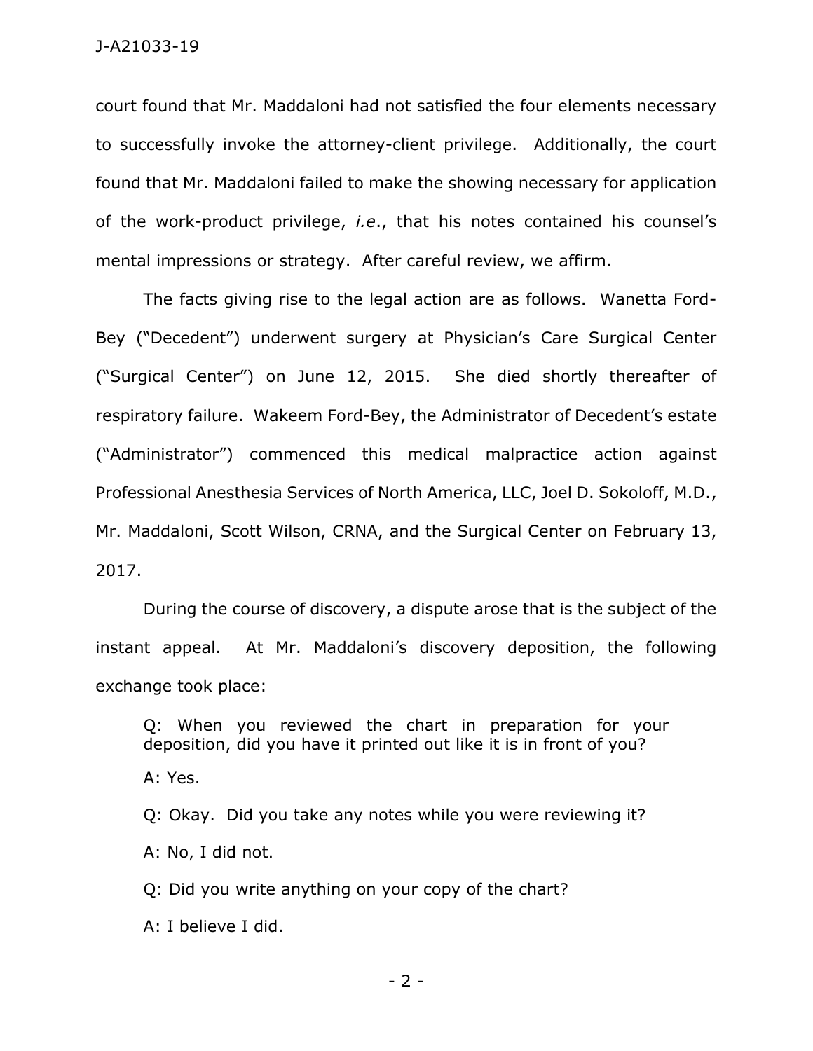court found that Mr. Maddaloni had not satisfied the four elements necessary to successfully invoke the attorney-client privilege. Additionally, the court found that Mr. Maddaloni failed to make the showing necessary for application of the work-product privilege, *i.e.*, that his notes contained his counsel's mental impressions or strategy. After careful review, we affirm.

The facts giving rise to the legal action are as follows. Wanetta Ford-Bey ("Decedent") underwent surgery at Physician's Care Surgical Center ("Surgical Center") on June 12, 2015. She died shortly thereafter of respiratory failure. Wakeem Ford-Bey, the Administrator of Decedent's estate ("Administrator") commenced this medical malpractice action against Professional Anesthesia Services of North America, LLC, Joel D. Sokoloff, M.D., Mr. Maddaloni, Scott Wilson, CRNA, and the Surgical Center on February 13, 2017.

During the course of discovery, a dispute arose that is the subject of the instant appeal. At Mr. Maddaloni's discovery deposition, the following exchange took place:

> Q: When you reviewed the chart in preparation for your deposition, did you have it printed out like it is in front of you?
>
> A: Yes.
>
> Q: Okay. Did you take any notes while you were reviewing it?
>
> A: No, I did not.
>
> Q: Did you write anything on your copy of the chart?
>
> A: I believe I did.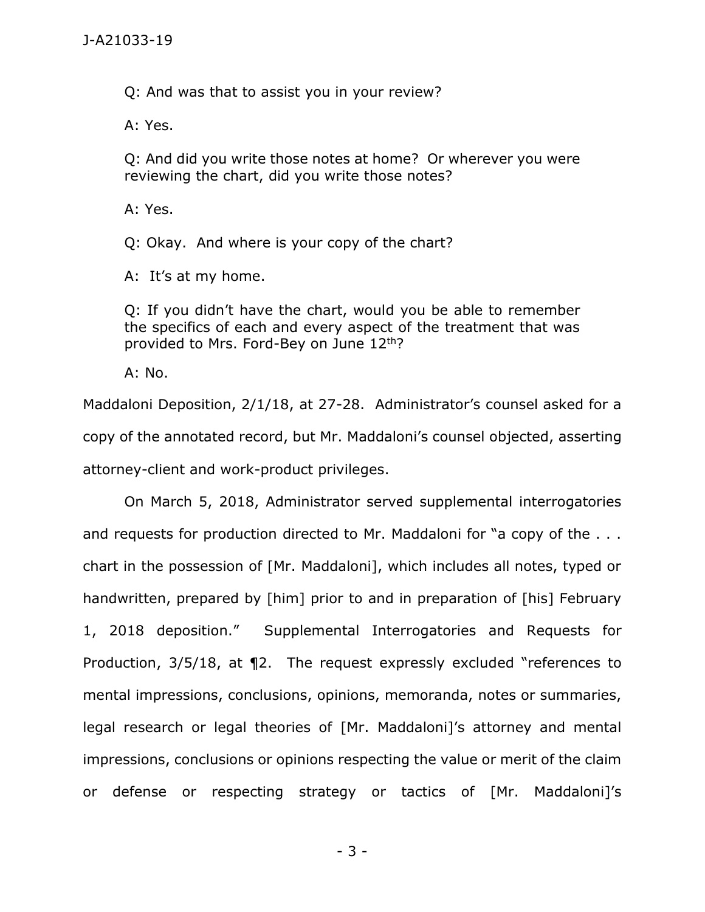Q: And was that to assist you in your review?

A: Yes.

Q: And did you write those notes at home? Or wherever you were reviewing the chart, did you write those notes?

A: Yes.

Q: Okay. And where is your copy of the chart?

A: It's at my home.

Q: If you didn't have the chart, would you be able to remember the specifics of each and every aspect of the treatment that was provided to Mrs. Ford-Bey on June 12th?

A: No.

Maddaloni Deposition, 2/1/18, at 27-28. Administrator's counsel asked for a copy of the annotated record, but Mr. Maddaloni's counsel objected, asserting attorney-client and work-product privileges.

On March 5, 2018, Administrator served supplemental interrogatories and requests for production directed to Mr. Maddaloni for "a copy of the . . . chart in the possession of [Mr. Maddaloni], which includes all notes, typed or handwritten, prepared by [him] prior to and in preparation of [his] February 1, 2018 deposition." Supplemental Interrogatories and Requests for Production, 3/5/18, at ¶2. The request expressly excluded "references to mental impressions, conclusions, opinions, memoranda, notes or summaries, legal research or legal theories of [Mr. Maddaloni]'s attorney and mental impressions, conclusions or opinions respecting the value or merit of the claim or defense or respecting strategy or tactics of [Mr. Maddaloni]'s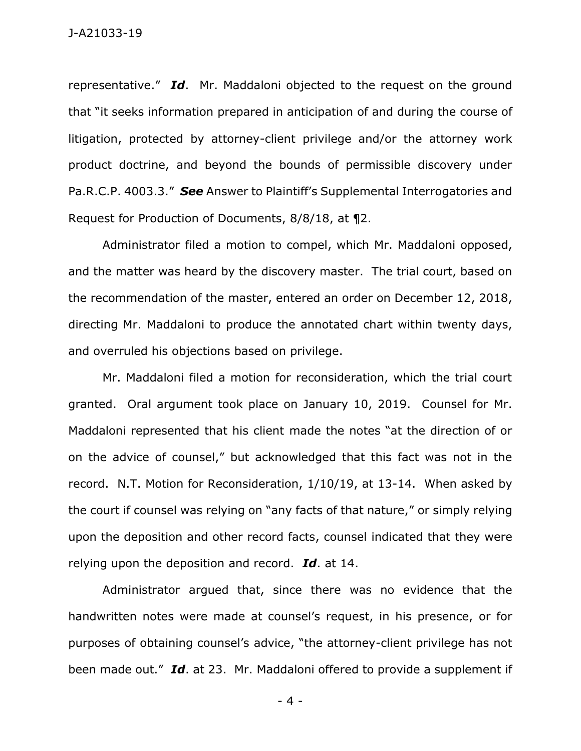representative." ***Id***. Mr. Maddaloni objected to the request on the ground that "it seeks information prepared in anticipation of and during the course of litigation, protected by attorney-client privilege and/or the attorney work product doctrine, and beyond the bounds of permissible discovery under Pa.R.C.P. 4003.3." ***See*** Answer to Plaintiff's Supplemental Interrogatories and Request for Production of Documents, 8/8/18, at ¶2.

Administrator filed a motion to compel, which Mr. Maddaloni opposed, and the matter was heard by the discovery master. The trial court, based on the recommendation of the master, entered an order on December 12, 2018, directing Mr. Maddaloni to produce the annotated chart within twenty days, and overruled his objections based on privilege.

Mr. Maddaloni filed a motion for reconsideration, which the trial court granted. Oral argument took place on January 10, 2019. Counsel for Mr. Maddaloni represented that his client made the notes "at the direction of or on the advice of counsel," but acknowledged that this fact was not in the record. N.T. Motion for Reconsideration, 1/10/19, at 13-14. When asked by the court if counsel was relying on "any facts of that nature," or simply relying upon the deposition and other record facts, counsel indicated that they were relying upon the deposition and record. ***Id***. at 14.

Administrator argued that, since there was no evidence that the handwritten notes were made at counsel's request, in his presence, or for purposes of obtaining counsel's advice, "the attorney-client privilege has not been made out." ***Id***. at 23. Mr. Maddaloni offered to provide a supplement if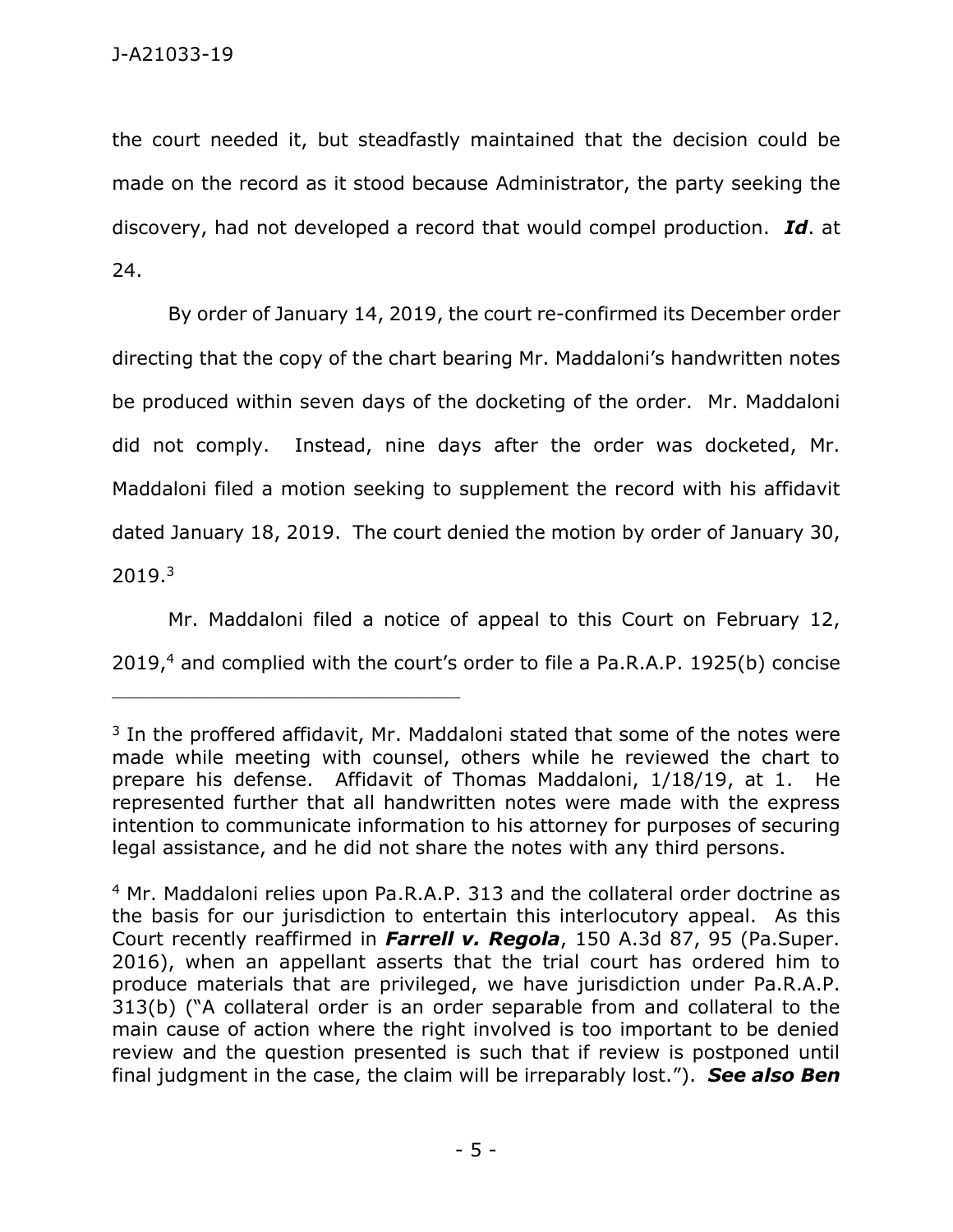the court needed it, but steadfastly maintained that the decision could be made on the record as it stood because Administrator, the party seeking the discovery, had not developed a record that would compel production. ***Id***. at 24.

By order of January 14, 2019, the court re-confirmed its December order directing that the copy of the chart bearing Mr. Maddaloni's handwritten notes be produced within seven days of the docketing of the order. Mr. Maddaloni did not comply. Instead, nine days after the order was docketed, Mr. Maddaloni filed a motion seeking to supplement the record with his affidavit dated January 18, 2019. The court denied the motion by order of January 30, 2019.[3]

Mr. Maddaloni filed a notice of appeal to this Court on February 12, 2019,[4] and complied with the court's order to file a Pa.R.A.P. 1925(b) concise

---

[3] In the proffered affidavit, Mr. Maddaloni stated that some of the notes were made while meeting with counsel, others while he reviewed the chart to prepare his defense. Affidavit of Thomas Maddaloni, 1/18/19, at 1. He represented further that all handwritten notes were made with the express intention to communicate information to his attorney for purposes of securing legal assistance, and he did not share the notes with any third persons.

[4] Mr. Maddaloni relies upon Pa.R.A.P. 313 and the collateral order doctrine as the basis for our jurisdiction to entertain this interlocutory appeal. As this Court recently reaffirmed in ***Farrell v. Regola***, 150 A.3d 87, 95 (Pa.Super. 2016), when an appellant asserts that the trial court has ordered him to produce materials that are privileged, we have jurisdiction under Pa.R.A.P. 313(b) ("A collateral order is an order separable from and collateral to the main cause of action where the right involved is too important to be denied review and the question presented is such that if review is postponed until final judgment in the case, the claim will be irreparably lost."). ***See also Ben***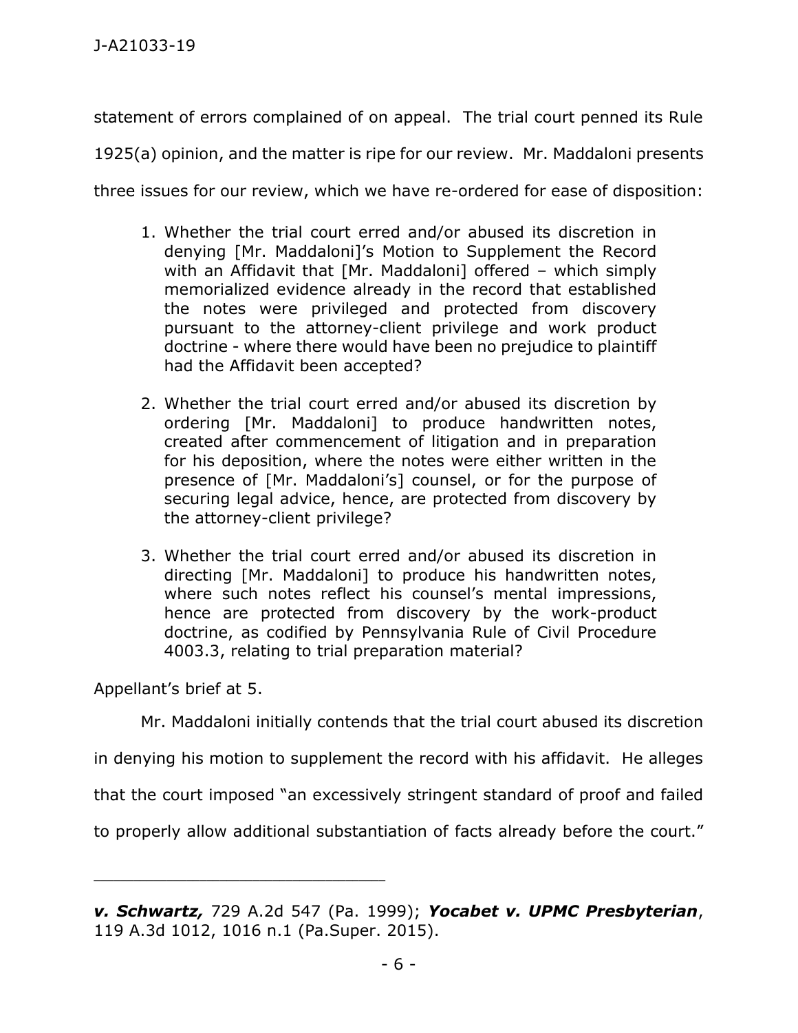statement of errors complained of on appeal. The trial court penned its Rule 1925(a) opinion, and the matter is ripe for our review. Mr. Maddaloni presents three issues for our review, which we have re-ordered for ease of disposition:

> 1. Whether the trial court erred and/or abused its discretion in denying [Mr. Maddaloni]'s Motion to Supplement the Record with an Affidavit that [Mr. Maddaloni] offered – which simply memorialized evidence already in the record that established the notes were privileged and protected from discovery pursuant to the attorney-client privilege and work product doctrine - where there would have been no prejudice to plaintiff had the Affidavit been accepted?
>
> 2. Whether the trial court erred and/or abused its discretion by ordering [Mr. Maddaloni] to produce handwritten notes, created after commencement of litigation and in preparation for his deposition, where the notes were either written in the presence of [Mr. Maddaloni's] counsel, or for the purpose of securing legal advice, hence, are protected from discovery by the attorney-client privilege?
>
> 3. Whether the trial court erred and/or abused its discretion in directing [Mr. Maddaloni] to produce his handwritten notes, where such notes reflect his counsel's mental impressions, hence are protected from discovery by the work-product doctrine, as codified by Pennsylvania Rule of Civil Procedure 4003.3, relating to trial preparation material?

Appellant's brief at 5.

Mr. Maddaloni initially contends that the trial court abused its discretion in denying his motion to supplement the record with his affidavit. He alleges that the court imposed "an excessively stringent standard of proof and failed to properly allow additional substantiation of facts already before the court."

---

***v. Schwartz,*** 729 A.2d 547 (Pa. 1999); ***Yocabet v. UPMC Presbyterian***, 119 A.3d 1012, 1016 n.1 (Pa.Super. 2015).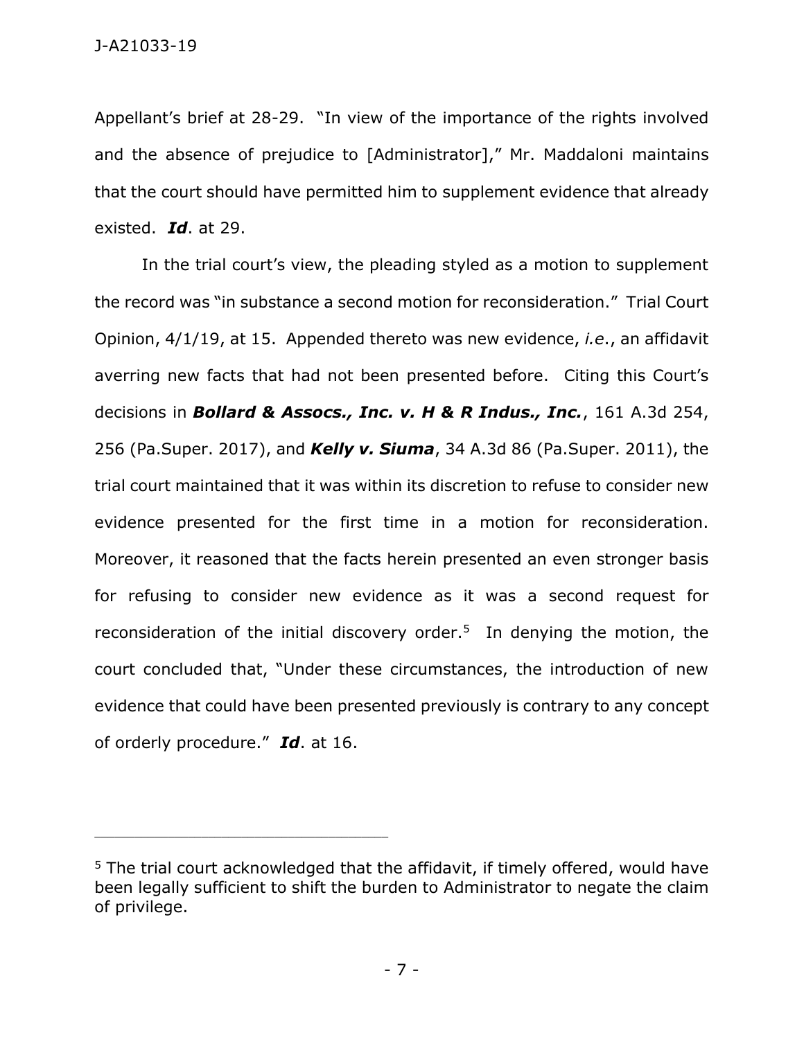Appellant's brief at 28-29. "In view of the importance of the rights involved and the absence of prejudice to [Administrator]," Mr. Maddaloni maintains that the court should have permitted him to supplement evidence that already existed. ***Id***. at 29.

In the trial court's view, the pleading styled as a motion to supplement the record was "in substance a second motion for reconsideration." Trial Court Opinion, 4/1/19, at 15. Appended thereto was new evidence, *i.e*., an affidavit averring new facts that had not been presented before. Citing this Court's decisions in ***Bollard & Assocs., Inc. v. H & R Indus., Inc.***, 161 A.3d 254, 256 (Pa.Super. 2017), and ***Kelly v. Siuma***, 34 A.3d 86 (Pa.Super. 2011), the trial court maintained that it was within its discretion to refuse to consider new evidence presented for the first time in a motion for reconsideration. Moreover, it reasoned that the facts herein presented an even stronger basis for refusing to consider new evidence as it was a second request for reconsideration of the initial discovery order.[5] In denying the motion, the court concluded that, "Under these circumstances, the introduction of new evidence that could have been presented previously is contrary to any concept of orderly procedure." ***Id***. at 16.

---

[5] The trial court acknowledged that the affidavit, if timely offered, would have been legally sufficient to shift the burden to Administrator to negate the claim of privilege.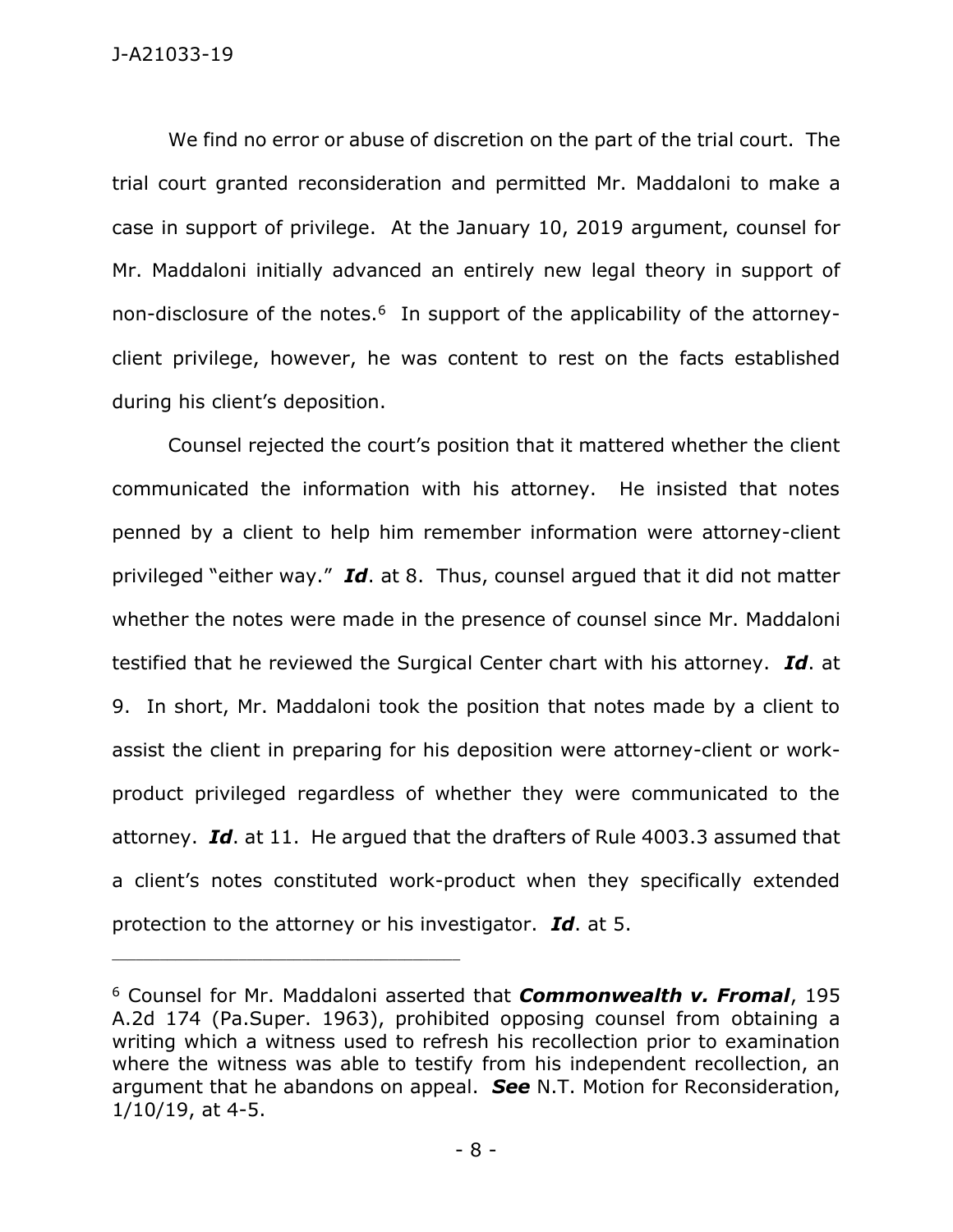We find no error or abuse of discretion on the part of the trial court. The trial court granted reconsideration and permitted Mr. Maddaloni to make a case in support of privilege. At the January 10, 2019 argument, counsel for Mr. Maddaloni initially advanced an entirely new legal theory in support of non-disclosure of the notes.[6] In support of the applicability of the attorney-client privilege, however, he was content to rest on the facts established during his client's deposition.

Counsel rejected the court's position that it mattered whether the client communicated the information with his attorney. He insisted that notes penned by a client to help him remember information were attorney-client privileged "either way." ***Id***. at 8. Thus, counsel argued that it did not matter whether the notes were made in the presence of counsel since Mr. Maddaloni testified that he reviewed the Surgical Center chart with his attorney. ***Id***. at 9. In short, Mr. Maddaloni took the position that notes made by a client to assist the client in preparing for his deposition were attorney-client or work-product privileged regardless of whether they were communicated to the attorney. ***Id***. at 11. He argued that the drafters of Rule 4003.3 assumed that a client's notes constituted work-product when they specifically extended protection to the attorney or his investigator. ***Id***. at 5.

---

[6] Counsel for Mr. Maddaloni asserted that ***Commonwealth v. Fromal***, 195 A.2d 174 (Pa.Super. 1963), prohibited opposing counsel from obtaining a writing which a witness used to refresh his recollection prior to examination where the witness was able to testify from his independent recollection, an argument that he abandons on appeal. ***See*** N.T. Motion for Reconsideration, 1/10/19, at 4-5.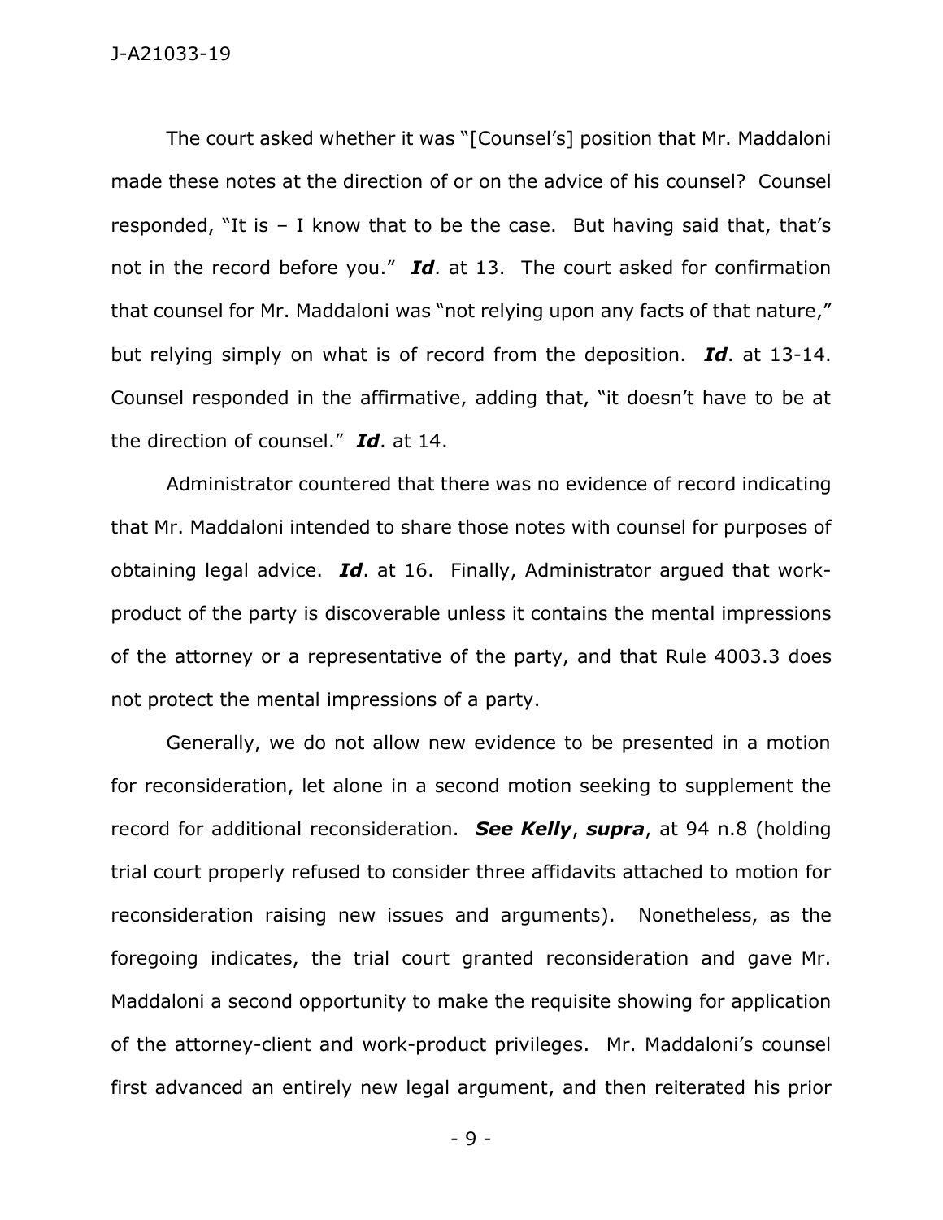The court asked whether it was "[Counsel's] position that Mr. Maddaloni made these notes at the direction of or on the advice of his counsel? Counsel responded, "It is – I know that to be the case. But having said that, that's not in the record before you." ***Id***. at 13. The court asked for confirmation that counsel for Mr. Maddaloni was "not relying upon any facts of that nature," but relying simply on what is of record from the deposition. ***Id***. at 13-14. Counsel responded in the affirmative, adding that, "it doesn't have to be at the direction of counsel." ***Id***. at 14.

Administrator countered that there was no evidence of record indicating that Mr. Maddaloni intended to share those notes with counsel for purposes of obtaining legal advice. ***Id***. at 16. Finally, Administrator argued that work-product of the party is discoverable unless it contains the mental impressions of the attorney or a representative of the party, and that Rule 4003.3 does not protect the mental impressions of a party.

Generally, we do not allow new evidence to be presented in a motion for reconsideration, let alone in a second motion seeking to supplement the record for additional reconsideration. ***See Kelly***, ***supra***, at 94 n.8 (holding trial court properly refused to consider three affidavits attached to motion for reconsideration raising new issues and arguments). Nonetheless, as the foregoing indicates, the trial court granted reconsideration and gave Mr. Maddaloni a second opportunity to make the requisite showing for application of the attorney-client and work-product privileges. Mr. Maddaloni's counsel first advanced an entirely new legal argument, and then reiterated his prior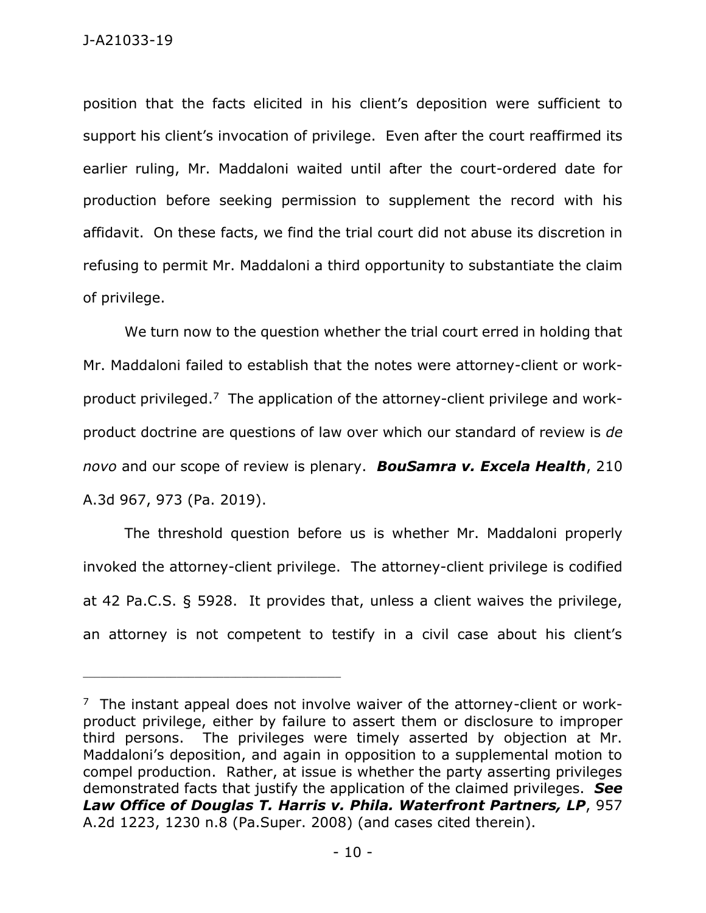position that the facts elicited in his client's deposition were sufficient to support his client's invocation of privilege. Even after the court reaffirmed its earlier ruling, Mr. Maddaloni waited until after the court-ordered date for production before seeking permission to supplement the record with his affidavit. On these facts, we find the trial court did not abuse its discretion in refusing to permit Mr. Maddaloni a third opportunity to substantiate the claim of privilege.

We turn now to the question whether the trial court erred in holding that Mr. Maddaloni failed to establish that the notes were attorney-client or work-product privileged.[7] The application of the attorney-client privilege and work-product doctrine are questions of law over which our standard of review is *de novo* and our scope of review is plenary. ***BouSamra v. Excela Health***, 210 A.3d 967, 973 (Pa. 2019).

The threshold question before us is whether Mr. Maddaloni properly invoked the attorney-client privilege. The attorney-client privilege is codified at 42 Pa.C.S. § 5928. It provides that, unless a client waives the privilege, an attorney is not competent to testify in a civil case about his client's

---

[7] The instant appeal does not involve waiver of the attorney-client or work-product privilege, either by failure to assert them or disclosure to improper third persons. The privileges were timely asserted by objection at Mr. Maddaloni's deposition, and again in opposition to a supplemental motion to compel production. Rather, at issue is whether the party asserting privileges demonstrated facts that justify the application of the claimed privileges. ***See Law Office of Douglas T. Harris v. Phila. Waterfront Partners, LP***, 957 A.2d 1223, 1230 n.8 (Pa.Super. 2008) (and cases cited therein).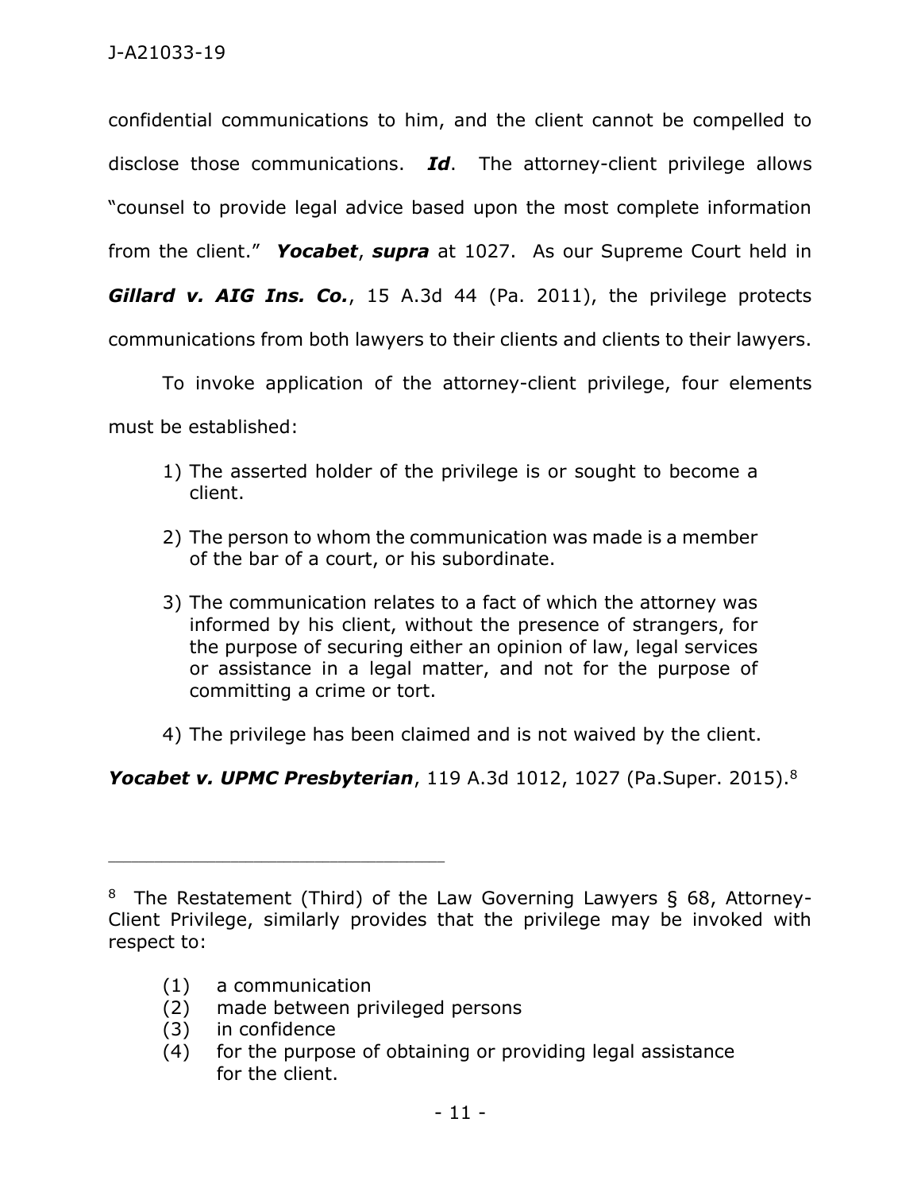confidential communications to him, and the client cannot be compelled to disclose those communications. ***Id***. The attorney-client privilege allows "counsel to provide legal advice based upon the most complete information from the client." ***Yocabet***, ***supra*** at 1027. As our Supreme Court held in ***Gillard v. AIG Ins. Co.***, 15 A.3d 44 (Pa. 2011), the privilege protects communications from both lawyers to their clients and clients to their lawyers.

To invoke application of the attorney-client privilege, four elements must be established:

> 1) The asserted holder of the privilege is or sought to become a client.
>
> 2) The person to whom the communication was made is a member of the bar of a court, or his subordinate.
>
> 3) The communication relates to a fact of which the attorney was informed by his client, without the presence of strangers, for the purpose of securing either an opinion of law, legal services or assistance in a legal matter, and not for the purpose of committing a crime or tort.
>
> 4) The privilege has been claimed and is not waived by the client.

***Yocabet v. UPMC Presbyterian***, 119 A.3d 1012, 1027 (Pa.Super. 2015).[8]

---

[8] The Restatement (Third) of the Law Governing Lawyers § 68, Attorney-Client Privilege, similarly provides that the privilege may be invoked with respect to:

> (1) a communication
> (2) made between privileged persons
> (3) in confidence
> (4) for the purpose of obtaining or providing legal assistance for the client.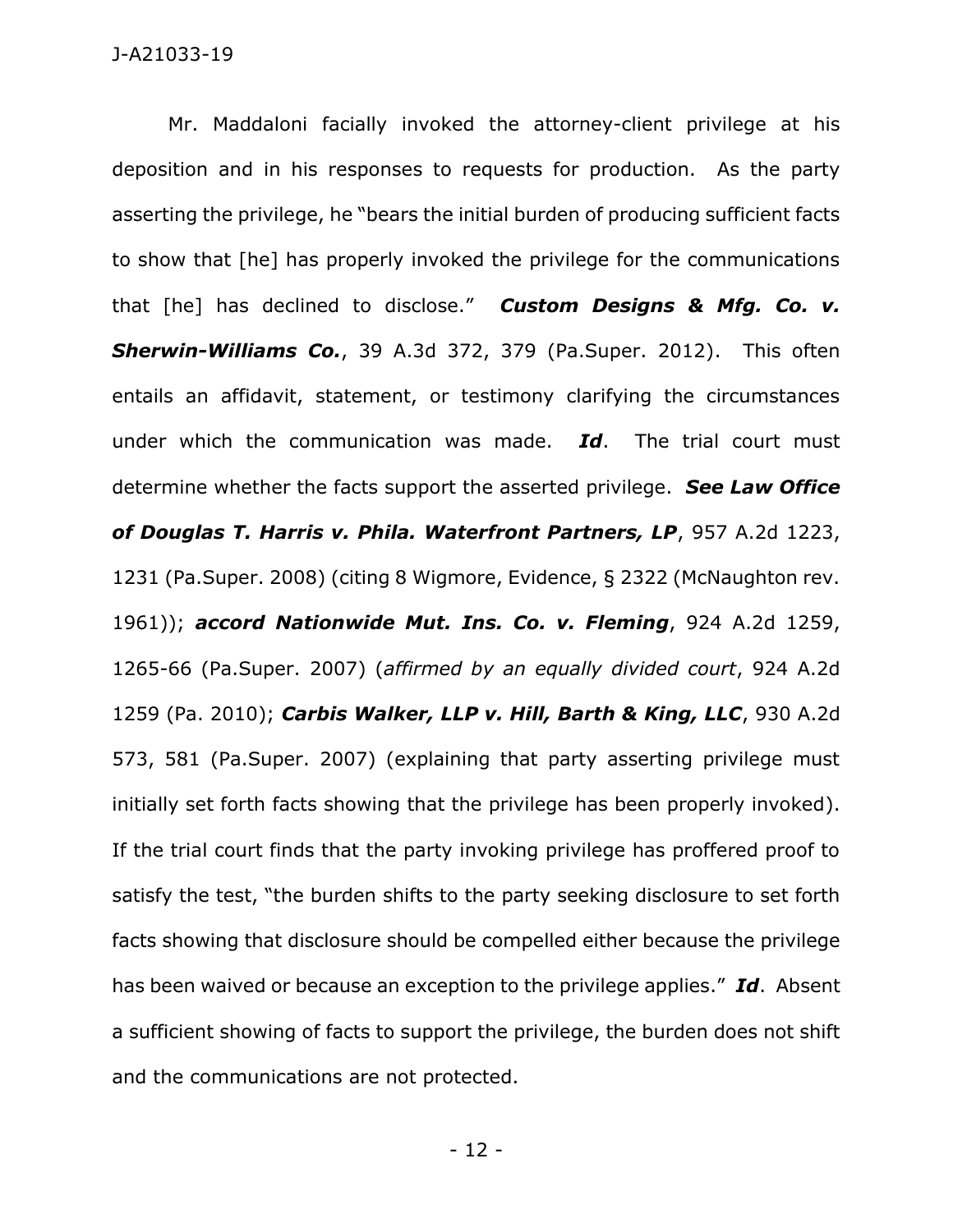Mr. Maddaloni facially invoked the attorney-client privilege at his deposition and in his responses to requests for production. As the party asserting the privilege, he "bears the initial burden of producing sufficient facts to show that [he] has properly invoked the privilege for the communications that [he] has declined to disclose." ***Custom Designs & Mfg. Co. v. Sherwin-Williams Co.***, 39 A.3d 372, 379 (Pa.Super. 2012). This often entails an affidavit, statement, or testimony clarifying the circumstances under which the communication was made. ***Id***. The trial court must determine whether the facts support the asserted privilege. ***See Law Office of Douglas T. Harris v. Phila. Waterfront Partners, LP***, 957 A.2d 1223, 1231 (Pa.Super. 2008) (citing 8 Wigmore, Evidence, § 2322 (McNaughton rev. 1961)); ***accord Nationwide Mut. Ins. Co. v. Fleming***, 924 A.2d 1259, 1265-66 (Pa.Super. 2007) (*affirmed by an equally divided court*, 924 A.2d 1259 (Pa. 2010); ***Carbis Walker, LLP v. Hill, Barth & King, LLC***, 930 A.2d 573, 581 (Pa.Super. 2007) (explaining that party asserting privilege must initially set forth facts showing that the privilege has been properly invoked). If the trial court finds that the party invoking privilege has proffered proof to satisfy the test, "the burden shifts to the party seeking disclosure to set forth facts showing that disclosure should be compelled either because the privilege has been waived or because an exception to the privilege applies." ***Id***. Absent a sufficient showing of facts to support the privilege, the burden does not shift and the communications are not protected.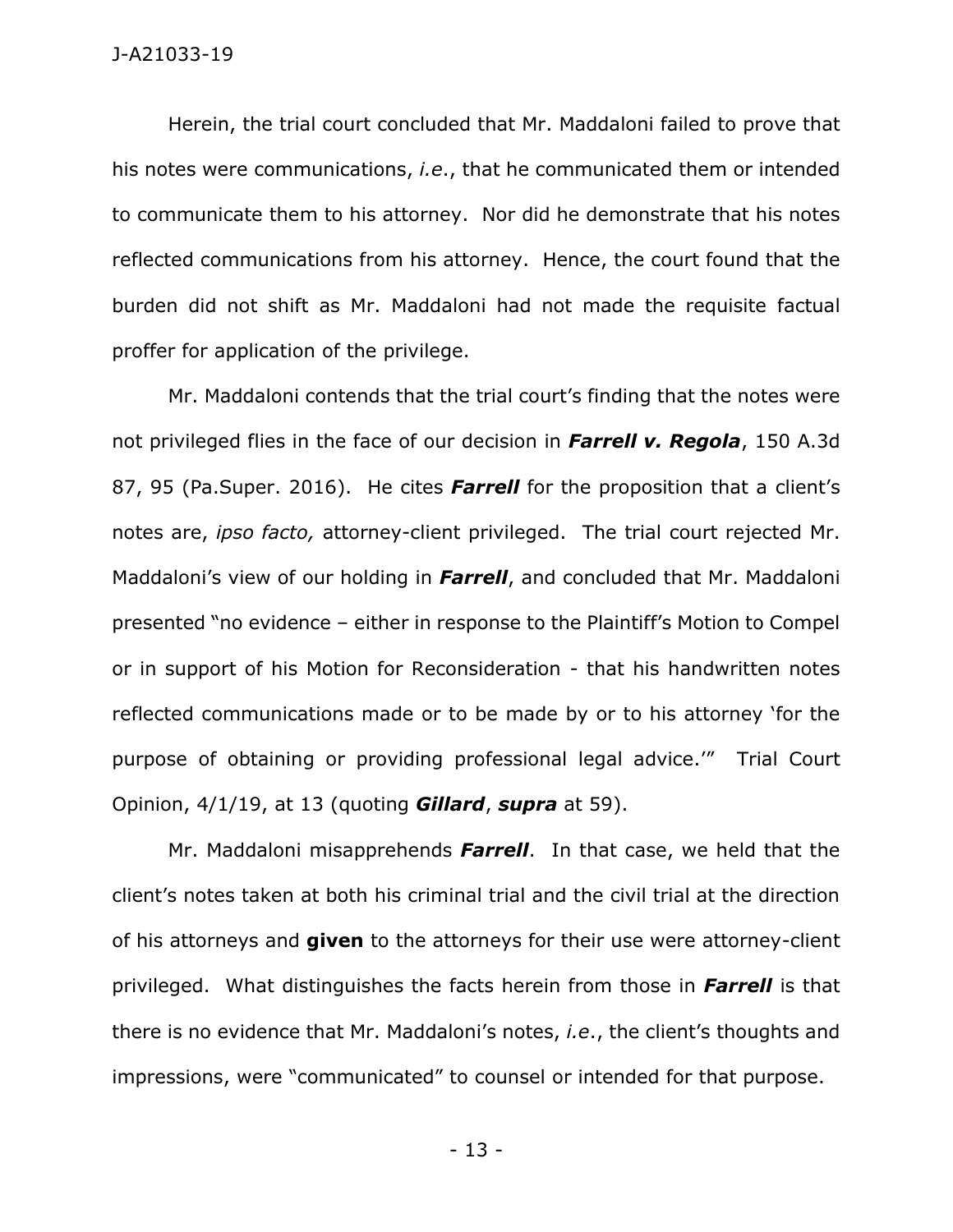Herein, the trial court concluded that Mr. Maddaloni failed to prove that his notes were communications, *i.e.*, that he communicated them or intended to communicate them to his attorney. Nor did he demonstrate that his notes reflected communications from his attorney. Hence, the court found that the burden did not shift as Mr. Maddaloni had not made the requisite factual proffer for application of the privilege.

Mr. Maddaloni contends that the trial court's finding that the notes were not privileged flies in the face of our decision in ***Farrell v. Regola***, 150 A.3d 87, 95 (Pa.Super. 2016). He cites ***Farrell*** for the proposition that a client's notes are, *ipso facto,* attorney-client privileged. The trial court rejected Mr. Maddaloni's view of our holding in ***Farrell***, and concluded that Mr. Maddaloni presented "no evidence – either in response to the Plaintiff's Motion to Compel or in support of his Motion for Reconsideration - that his handwritten notes reflected communications made or to be made by or to his attorney 'for the purpose of obtaining or providing professional legal advice.'" Trial Court Opinion, 4/1/19, at 13 (quoting ***Gillard***, ***supra*** at 59).

Mr. Maddaloni misapprehends ***Farrell***. In that case, we held that the client's notes taken at both his criminal trial and the civil trial at the direction of his attorneys and **given** to the attorneys for their use were attorney-client privileged. What distinguishes the facts herein from those in ***Farrell*** is that there is no evidence that Mr. Maddaloni's notes, *i.e.*, the client's thoughts and impressions, were "communicated" to counsel or intended for that purpose.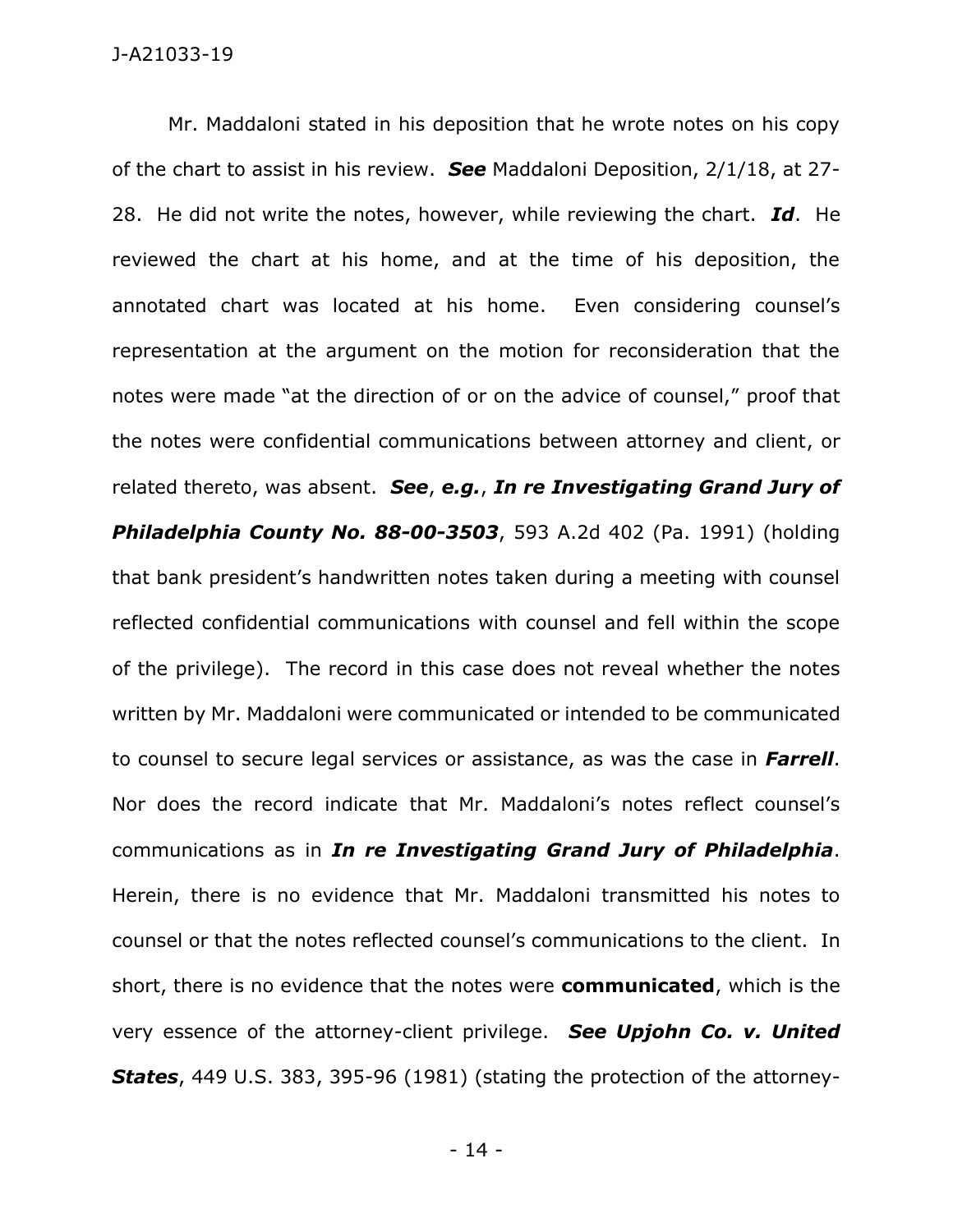Mr. Maddaloni stated in his deposition that he wrote notes on his copy of the chart to assist in his review. ***See*** Maddaloni Deposition, 2/1/18, at 27-28. He did not write the notes, however, while reviewing the chart. ***Id***. He reviewed the chart at his home, and at the time of his deposition, the annotated chart was located at his home. Even considering counsel's representation at the argument on the motion for reconsideration that the notes were made "at the direction of or on the advice of counsel," proof that the notes were confidential communications between attorney and client, or related thereto, was absent. ***See***, ***e.g.***, ***In re Investigating Grand Jury of Philadelphia County No. 88-00-3503***, 593 A.2d 402 (Pa. 1991) (holding that bank president's handwritten notes taken during a meeting with counsel reflected confidential communications with counsel and fell within the scope of the privilege). The record in this case does not reveal whether the notes written by Mr. Maddaloni were communicated or intended to be communicated to counsel to secure legal services or assistance, as was the case in ***Farrell***. Nor does the record indicate that Mr. Maddaloni's notes reflect counsel's communications as in ***In re Investigating Grand Jury of Philadelphia***. Herein, there is no evidence that Mr. Maddaloni transmitted his notes to counsel or that the notes reflected counsel's communications to the client. In short, there is no evidence that the notes were **communicated**, which is the very essence of the attorney-client privilege. ***See Upjohn Co. v. United States***, 449 U.S. 383, 395-96 (1981) (stating the protection of the attorney-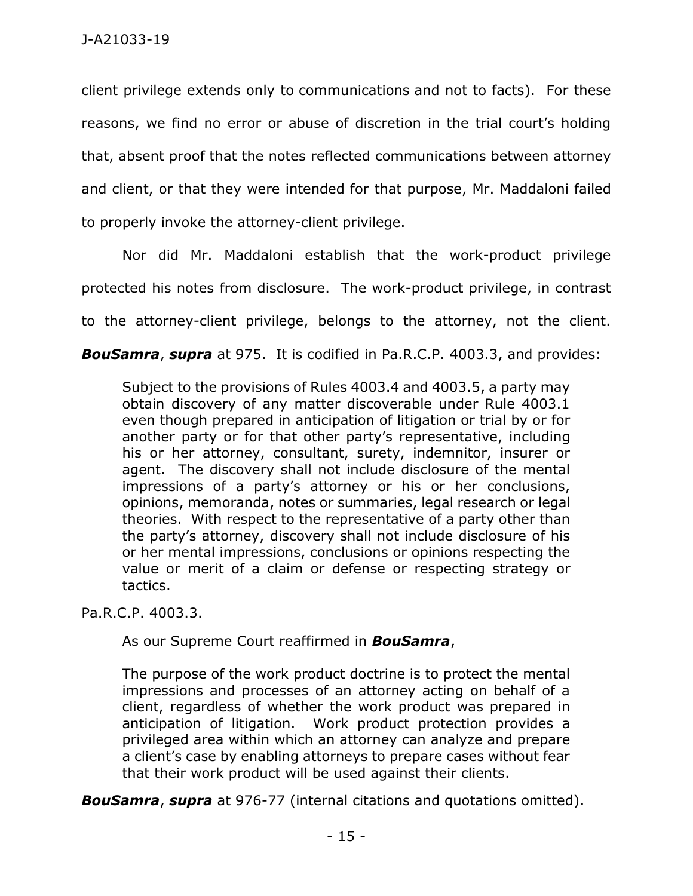client privilege extends only to communications and not to facts). For these reasons, we find no error or abuse of discretion in the trial court's holding that, absent proof that the notes reflected communications between attorney and client, or that they were intended for that purpose, Mr. Maddaloni failed to properly invoke the attorney-client privilege.

Nor did Mr. Maddaloni establish that the work-product privilege protected his notes from disclosure. The work-product privilege, in contrast to the attorney-client privilege, belongs to the attorney, not the client. ***BouSamra***, ***supra*** at 975. It is codified in Pa.R.C.P. 4003.3, and provides:

> Subject to the provisions of Rules 4003.4 and 4003.5, a party may obtain discovery of any matter discoverable under Rule 4003.1 even though prepared in anticipation of litigation or trial by or for another party or for that other party's representative, including his or her attorney, consultant, surety, indemnitor, insurer or agent. The discovery shall not include disclosure of the mental impressions of a party's attorney or his or her conclusions, opinions, memoranda, notes or summaries, legal research or legal theories. With respect to the representative of a party other than the party's attorney, discovery shall not include disclosure of his or her mental impressions, conclusions or opinions respecting the value or merit of a claim or defense or respecting strategy or tactics.

Pa.R.C.P. 4003.3.

As our Supreme Court reaffirmed in ***BouSamra***,

> The purpose of the work product doctrine is to protect the mental impressions and processes of an attorney acting on behalf of a client, regardless of whether the work product was prepared in anticipation of litigation. Work product protection provides a privileged area within which an attorney can analyze and prepare a client's case by enabling attorneys to prepare cases without fear that their work product will be used against their clients.

***BouSamra***, ***supra*** at 976-77 (internal citations and quotations omitted).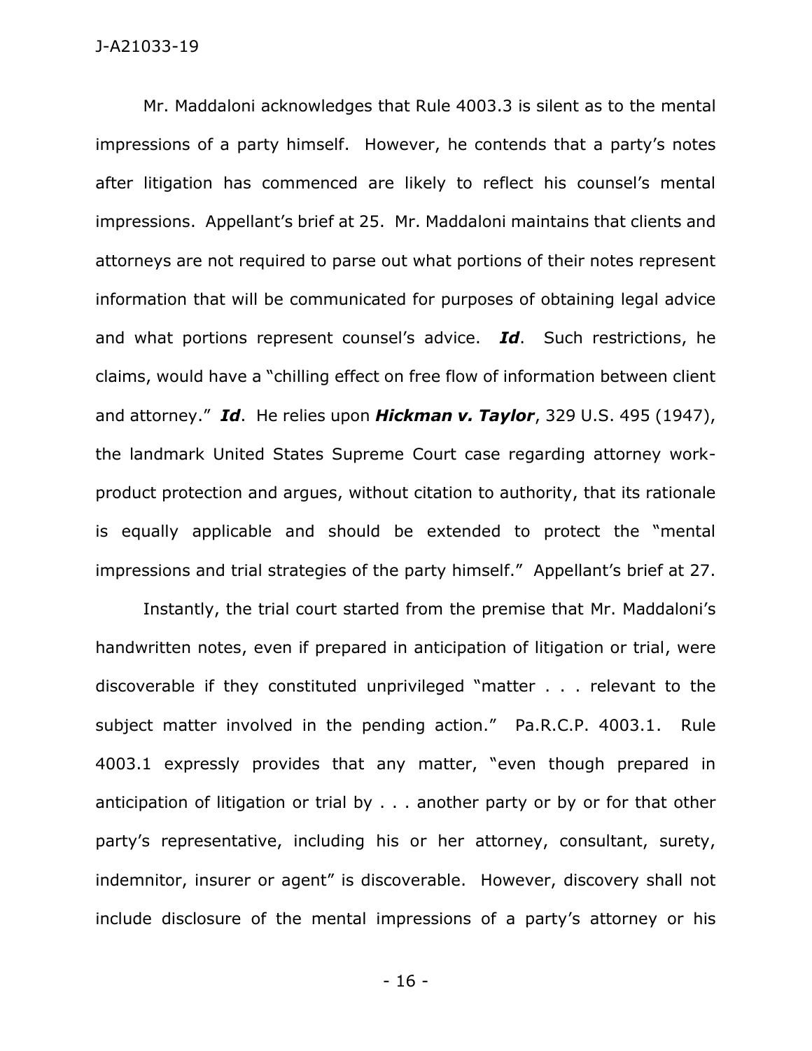Mr. Maddaloni acknowledges that Rule 4003.3 is silent as to the mental impressions of a party himself. However, he contends that a party's notes after litigation has commenced are likely to reflect his counsel's mental impressions. Appellant's brief at 25. Mr. Maddaloni maintains that clients and attorneys are not required to parse out what portions of their notes represent information that will be communicated for purposes of obtaining legal advice and what portions represent counsel's advice. ***Id***. Such restrictions, he claims, would have a "chilling effect on free flow of information between client and attorney." ***Id***. He relies upon ***Hickman v. Taylor***, 329 U.S. 495 (1947), the landmark United States Supreme Court case regarding attorney work-product protection and argues, without citation to authority, that its rationale is equally applicable and should be extended to protect the "mental impressions and trial strategies of the party himself." Appellant's brief at 27.

Instantly, the trial court started from the premise that Mr. Maddaloni's handwritten notes, even if prepared in anticipation of litigation or trial, were discoverable if they constituted unprivileged "matter . . . relevant to the subject matter involved in the pending action." Pa.R.C.P. 4003.1. Rule 4003.1 expressly provides that any matter, "even though prepared in anticipation of litigation or trial by . . . another party or by or for that other party's representative, including his or her attorney, consultant, surety, indemnitor, insurer or agent" is discoverable. However, discovery shall not include disclosure of the mental impressions of a party's attorney or his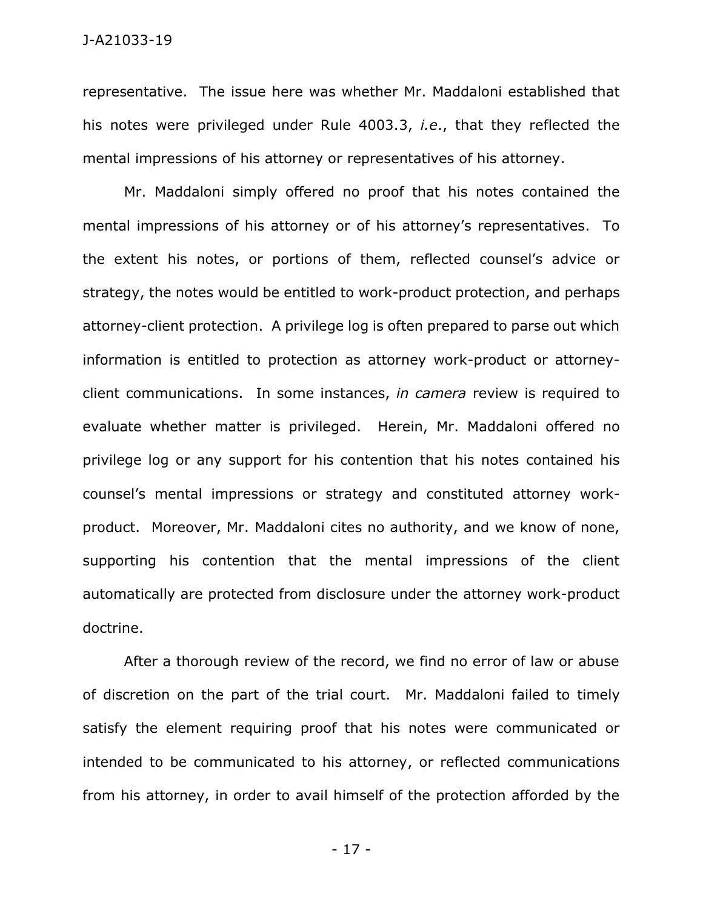representative. The issue here was whether Mr. Maddaloni established that his notes were privileged under Rule 4003.3, *i.e.*, that they reflected the mental impressions of his attorney or representatives of his attorney.

Mr. Maddaloni simply offered no proof that his notes contained the mental impressions of his attorney or of his attorney's representatives. To the extent his notes, or portions of them, reflected counsel's advice or strategy, the notes would be entitled to work-product protection, and perhaps attorney-client protection. A privilege log is often prepared to parse out which information is entitled to protection as attorney work-product or attorney-client communications. In some instances, *in camera* review is required to evaluate whether matter is privileged. Herein, Mr. Maddaloni offered no privilege log or any support for his contention that his notes contained his counsel's mental impressions or strategy and constituted attorney work-product. Moreover, Mr. Maddaloni cites no authority, and we know of none, supporting his contention that the mental impressions of the client automatically are protected from disclosure under the attorney work-product doctrine.

After a thorough review of the record, we find no error of law or abuse of discretion on the part of the trial court. Mr. Maddaloni failed to timely satisfy the element requiring proof that his notes were communicated or intended to be communicated to his attorney, or reflected communications from his attorney, in order to avail himself of the protection afforded by the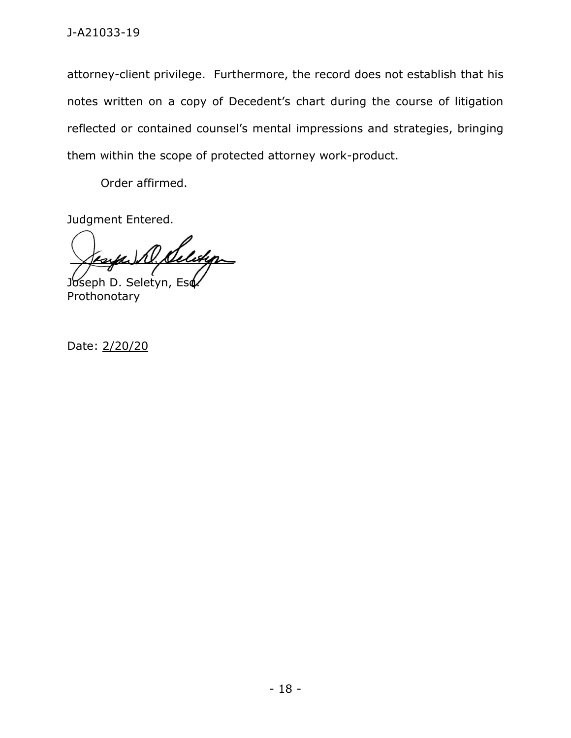attorney-client privilege. Furthermore, the record does not establish that his notes written on a copy of Decedent's chart during the course of litigation reflected or contained counsel's mental impressions and strategies, bringing them within the scope of protected attorney work-product.

Order affirmed.

Judgment Entered.

Joseph D. Seletyn, Esq.
Prothonotary

Date: 2/20/20